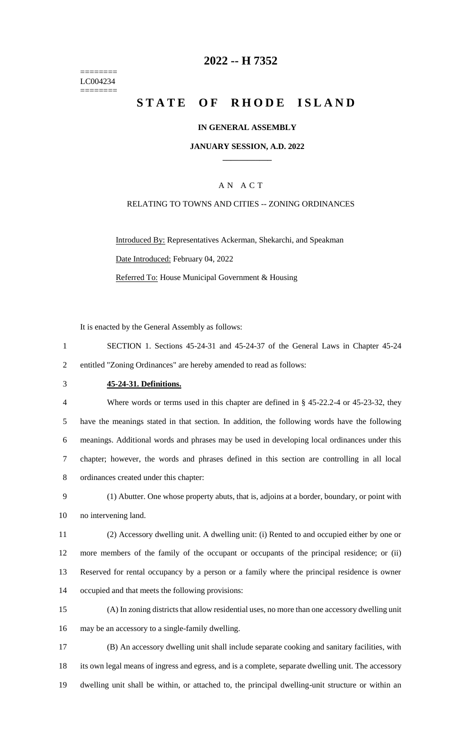========
LC004234
========

# 2022 -- H 7352

# STATE OF RHODE ISLAND

**IN GENERAL ASSEMBLY**

**JANUARY SESSION, A.D. 2022**

A N A C T

RELATING TO TOWNS AND CITIES -- ZONING ORDINANCES

Introduced By: Representatives Ackerman, Shekarchi, and Speakman

Date Introduced: February 04, 2022

Referred To: House Municipal Government & Housing

It is enacted by the General Assembly as follows:

SECTION 1. Sections 45-24-31 and 45-24-37 of the General Laws in Chapter 45-24 entitled "Zoning Ordinances" are hereby amended to read as follows:

**45-24-31. Definitions.**

Where words or terms used in this chapter are defined in § 45-22.2-4 or 45-23-32, they have the meanings stated in that section. In addition, the following words have the following meanings. Additional words and phrases may be used in developing local ordinances under this chapter; however, the words and phrases defined in this section are controlling in all local ordinances created under this chapter:

(1) Abutter. One whose property abuts, that is, adjoins at a border, boundary, or point with no intervening land.

(2) Accessory dwelling unit. A dwelling unit: (i) Rented to and occupied either by one or more members of the family of the occupant or occupants of the principal residence; or (ii) Reserved for rental occupancy by a person or a family where the principal residence is owner occupied and that meets the following provisions:

(A) In zoning districts that allow residential uses, no more than one accessory dwelling unit may be an accessory to a single-family dwelling.

(B) An accessory dwelling unit shall include separate cooking and sanitary facilities, with its own legal means of ingress and egress, and is a complete, separate dwelling unit. The accessory dwelling unit shall be within, or attached to, the principal dwelling-unit structure or within an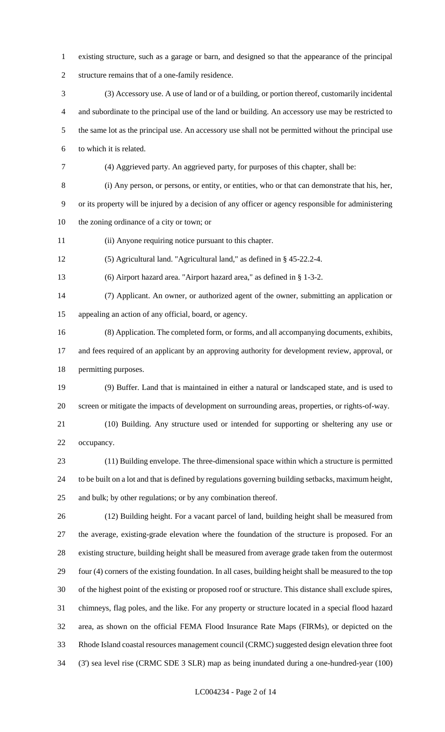existing structure, such as a garage or barn, and designed so that the appearance of the principal structure remains that of a one-family residence.

(3) Accessory use. A use of land or of a building, or portion thereof, customarily incidental and subordinate to the principal use of the land or building. An accessory use may be restricted to the same lot as the principal use. An accessory use shall not be permitted without the principal use to which it is related.

(4) Aggrieved party. An aggrieved party, for purposes of this chapter, shall be:

(i) Any person, or persons, or entity, or entities, who or that can demonstrate that his, her, or its property will be injured by a decision of any officer or agency responsible for administering the zoning ordinance of a city or town; or

(ii) Anyone requiring notice pursuant to this chapter.

(5) Agricultural land. "Agricultural land," as defined in § 45-22.2-4.

(6) Airport hazard area. "Airport hazard area," as defined in § 1-3-2.

(7) Applicant. An owner, or authorized agent of the owner, submitting an application or appealing an action of any official, board, or agency.

(8) Application. The completed form, or forms, and all accompanying documents, exhibits, and fees required of an applicant by an approving authority for development review, approval, or permitting purposes.

(9) Buffer. Land that is maintained in either a natural or landscaped state, and is used to screen or mitigate the impacts of development on surrounding areas, properties, or rights-of-way.

(10) Building. Any structure used or intended for supporting or sheltering any use or occupancy.

(11) Building envelope. The three-dimensional space within which a structure is permitted to be built on a lot and that is defined by regulations governing building setbacks, maximum height, and bulk; by other regulations; or by any combination thereof.

(12) Building height. For a vacant parcel of land, building height shall be measured from the average, existing-grade elevation where the foundation of the structure is proposed. For an existing structure, building height shall be measured from average grade taken from the outermost four (4) corners of the existing foundation. In all cases, building height shall be measured to the top of the highest point of the existing or proposed roof or structure. This distance shall exclude spires, chimneys, flag poles, and the like. For any property or structure located in a special flood hazard area, as shown on the official FEMA Flood Insurance Rate Maps (FIRMs), or depicted on the Rhode Island coastal resources management council (CRMC) suggested design elevation three foot (3') sea level rise (CRMC SDE 3 SLR) map as being inundated during a one-hundred-year (100)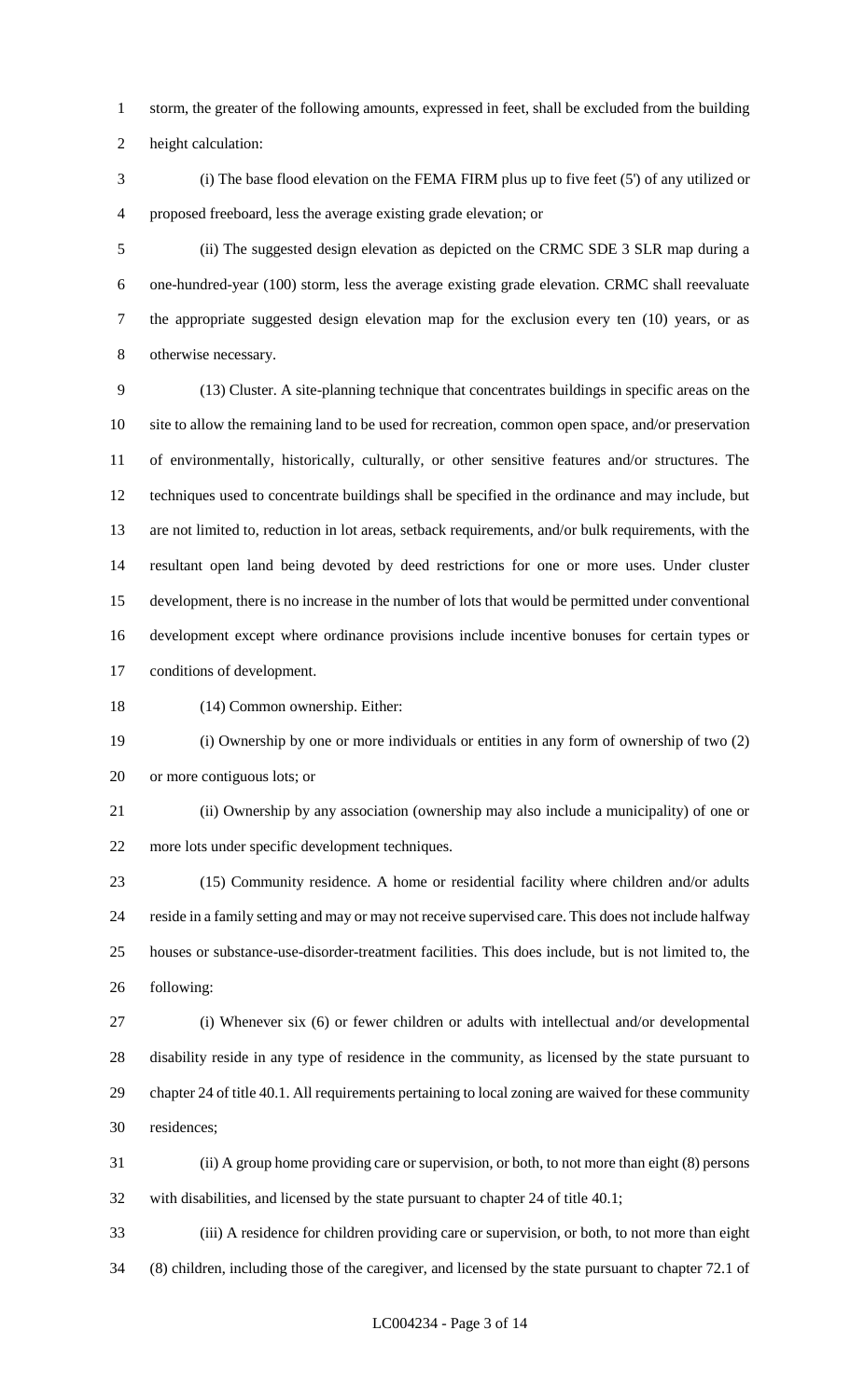storm, the greater of the following amounts, expressed in feet, shall be excluded from the building height calculation:

(i) The base flood elevation on the FEMA FIRM plus up to five feet (5') of any utilized or proposed freeboard, less the average existing grade elevation; or

(ii) The suggested design elevation as depicted on the CRMC SDE 3 SLR map during a one-hundred-year (100) storm, less the average existing grade elevation. CRMC shall reevaluate the appropriate suggested design elevation map for the exclusion every ten (10) years, or as otherwise necessary.

(13) Cluster. A site-planning technique that concentrates buildings in specific areas on the site to allow the remaining land to be used for recreation, common open space, and/or preservation of environmentally, historically, culturally, or other sensitive features and/or structures. The techniques used to concentrate buildings shall be specified in the ordinance and may include, but are not limited to, reduction in lot areas, setback requirements, and/or bulk requirements, with the resultant open land being devoted by deed restrictions for one or more uses. Under cluster development, there is no increase in the number of lots that would be permitted under conventional development except where ordinance provisions include incentive bonuses for certain types or conditions of development.

(14) Common ownership. Either:

(i) Ownership by one or more individuals or entities in any form of ownership of two (2) or more contiguous lots; or

(ii) Ownership by any association (ownership may also include a municipality) of one or more lots under specific development techniques.

(15) Community residence. A home or residential facility where children and/or adults reside in a family setting and may or may not receive supervised care. This does not include halfway houses or substance-use-disorder-treatment facilities. This does include, but is not limited to, the following:

(i) Whenever six (6) or fewer children or adults with intellectual and/or developmental disability reside in any type of residence in the community, as licensed by the state pursuant to chapter 24 of title 40.1. All requirements pertaining to local zoning are waived for these community residences;

(ii) A group home providing care or supervision, or both, to not more than eight (8) persons with disabilities, and licensed by the state pursuant to chapter 24 of title 40.1;

(iii) A residence for children providing care or supervision, or both, to not more than eight (8) children, including those of the caregiver, and licensed by the state pursuant to chapter 72.1 of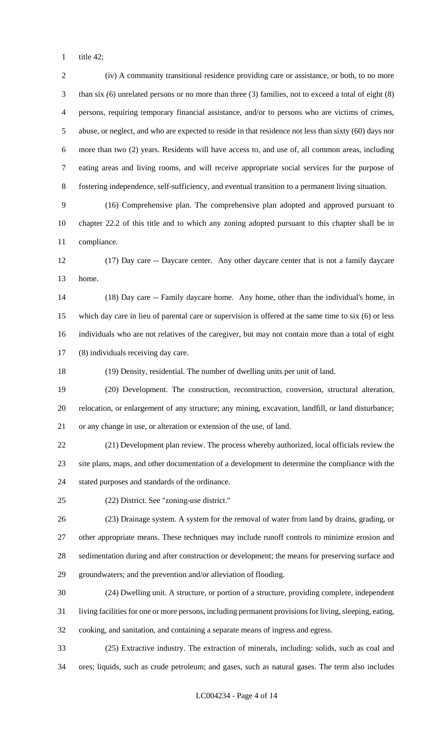title 42;

(iv) A community transitional residence providing care or assistance, or both, to no more than six (6) unrelated persons or no more than three (3) families, not to exceed a total of eight (8) persons, requiring temporary financial assistance, and/or to persons who are victims of crimes, abuse, or neglect, and who are expected to reside in that residence not less than sixty (60) days nor more than two (2) years. Residents will have access to, and use of, all common areas, including eating areas and living rooms, and will receive appropriate social services for the purpose of fostering independence, self-sufficiency, and eventual transition to a permanent living situation.

(16) Comprehensive plan. The comprehensive plan adopted and approved pursuant to chapter 22.2 of this title and to which any zoning adopted pursuant to this chapter shall be in compliance.

(17) Day care -- Daycare center. Any other daycare center that is not a family daycare home.

(18) Day care -- Family daycare home. Any home, other than the individual's home, in which day care in lieu of parental care or supervision is offered at the same time to six (6) or less individuals who are not relatives of the caregiver, but may not contain more than a total of eight (8) individuals receiving day care.

(19) Density, residential. The number of dwelling units per unit of land.

(20) Development. The construction, reconstruction, conversion, structural alteration, relocation, or enlargement of any structure; any mining, excavation, landfill, or land disturbance; or any change in use, or alteration or extension of the use, of land.

(21) Development plan review. The process whereby authorized, local officials review the site plans, maps, and other documentation of a development to determine the compliance with the stated purposes and standards of the ordinance.

(22) District. See "zoning-use district."

(23) Drainage system. A system for the removal of water from land by drains, grading, or other appropriate means. These techniques may include runoff controls to minimize erosion and sedimentation during and after construction or development; the means for preserving surface and groundwaters; and the prevention and/or alleviation of flooding.

(24) Dwelling unit. A structure, or portion of a structure, providing complete, independent living facilities for one or more persons, including permanent provisions for living, sleeping, eating, cooking, and sanitation, and containing a separate means of ingress and egress.

(25) Extractive industry. The extraction of minerals, including: solids, such as coal and ores; liquids, such as crude petroleum; and gases, such as natural gases. The term also includes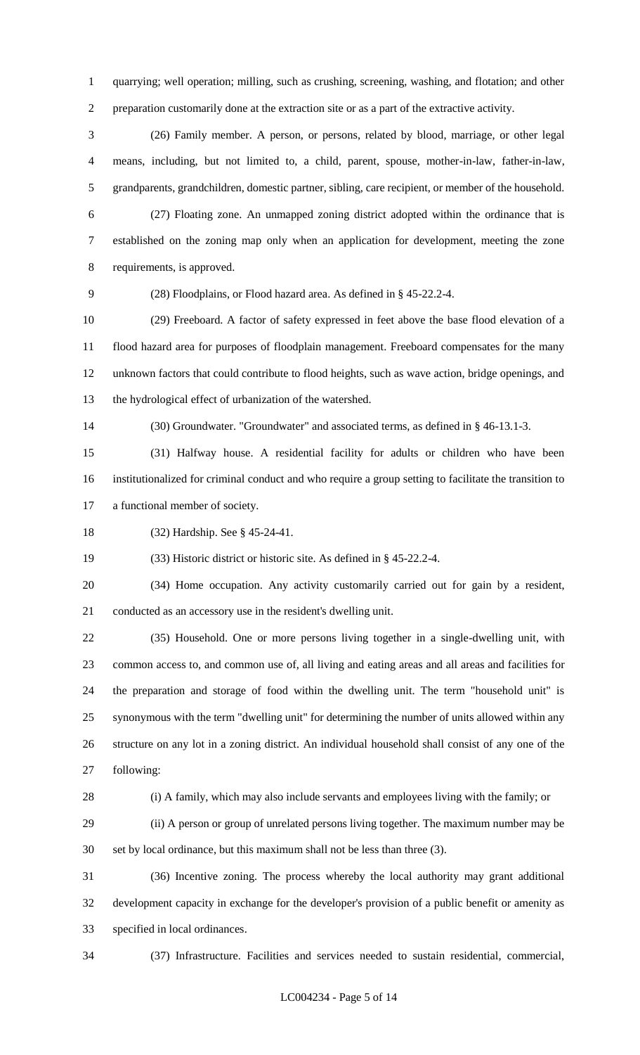quarrying; well operation; milling, such as crushing, screening, washing, and flotation; and other preparation customarily done at the extraction site or as a part of the extractive activity.

(26) Family member. A person, or persons, related by blood, marriage, or other legal means, including, but not limited to, a child, parent, spouse, mother-in-law, father-in-law, grandparents, grandchildren, domestic partner, sibling, care recipient, or member of the household.

(27) Floating zone. An unmapped zoning district adopted within the ordinance that is established on the zoning map only when an application for development, meeting the zone requirements, is approved.

(28) Floodplains, or Flood hazard area. As defined in § 45-22.2-4.

(29) Freeboard. A factor of safety expressed in feet above the base flood elevation of a flood hazard area for purposes of floodplain management. Freeboard compensates for the many unknown factors that could contribute to flood heights, such as wave action, bridge openings, and the hydrological effect of urbanization of the watershed.

(30) Groundwater. "Groundwater" and associated terms, as defined in § 46-13.1-3.

(31) Halfway house. A residential facility for adults or children who have been institutionalized for criminal conduct and who require a group setting to facilitate the transition to a functional member of society.

(32) Hardship. See § 45-24-41.

(33) Historic district or historic site. As defined in § 45-22.2-4.

(34) Home occupation. Any activity customarily carried out for gain by a resident, conducted as an accessory use in the resident's dwelling unit.

(35) Household. One or more persons living together in a single-dwelling unit, with common access to, and common use of, all living and eating areas and all areas and facilities for the preparation and storage of food within the dwelling unit. The term "household unit" is synonymous with the term "dwelling unit" for determining the number of units allowed within any structure on any lot in a zoning district. An individual household shall consist of any one of the following:

(i) A family, which may also include servants and employees living with the family; or

(ii) A person or group of unrelated persons living together. The maximum number may be set by local ordinance, but this maximum shall not be less than three (3).

(36) Incentive zoning. The process whereby the local authority may grant additional development capacity in exchange for the developer's provision of a public benefit or amenity as specified in local ordinances.

(37) Infrastructure. Facilities and services needed to sustain residential, commercial,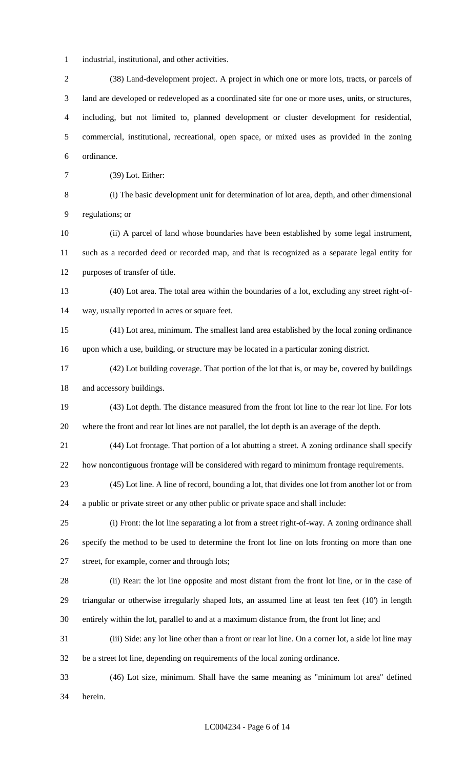industrial, institutional, and other activities.

(38) Land-development project. A project in which one or more lots, tracts, or parcels of land are developed or redeveloped as a coordinated site for one or more uses, units, or structures, including, but not limited to, planned development or cluster development for residential, commercial, institutional, recreational, open space, or mixed uses as provided in the zoning ordinance.

(39) Lot. Either:

(i) The basic development unit for determination of lot area, depth, and other dimensional regulations; or

(ii) A parcel of land whose boundaries have been established by some legal instrument, such as a recorded deed or recorded map, and that is recognized as a separate legal entity for purposes of transfer of title.

(40) Lot area. The total area within the boundaries of a lot, excluding any street right-of-way, usually reported in acres or square feet.

(41) Lot area, minimum. The smallest land area established by the local zoning ordinance upon which a use, building, or structure may be located in a particular zoning district.

(42) Lot building coverage. That portion of the lot that is, or may be, covered by buildings and accessory buildings.

(43) Lot depth. The distance measured from the front lot line to the rear lot line. For lots where the front and rear lot lines are not parallel, the lot depth is an average of the depth.

(44) Lot frontage. That portion of a lot abutting a street. A zoning ordinance shall specify how noncontiguous frontage will be considered with regard to minimum frontage requirements.

(45) Lot line. A line of record, bounding a lot, that divides one lot from another lot or from a public or private street or any other public or private space and shall include:

(i) Front: the lot line separating a lot from a street right-of-way. A zoning ordinance shall specify the method to be used to determine the front lot line on lots fronting on more than one street, for example, corner and through lots;

(ii) Rear: the lot line opposite and most distant from the front lot line, or in the case of triangular or otherwise irregularly shaped lots, an assumed line at least ten feet (10') in length entirely within the lot, parallel to and at a maximum distance from, the front lot line; and

(iii) Side: any lot line other than a front or rear lot line. On a corner lot, a side lot line may be a street lot line, depending on requirements of the local zoning ordinance.

(46) Lot size, minimum. Shall have the same meaning as "minimum lot area" defined herein.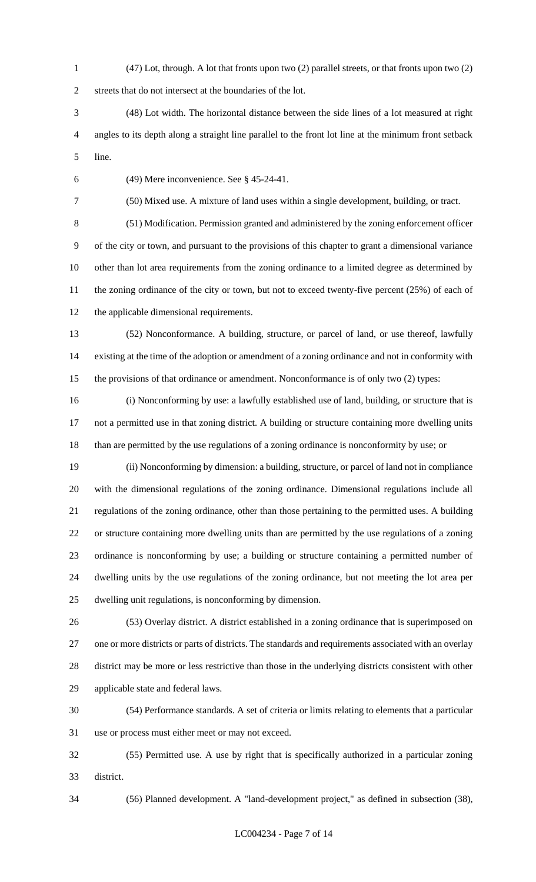(47) Lot, through. A lot that fronts upon two (2) parallel streets, or that fronts upon two (2) streets that do not intersect at the boundaries of the lot.

(48) Lot width. The horizontal distance between the side lines of a lot measured at right angles to its depth along a straight line parallel to the front lot line at the minimum front setback line.

(49) Mere inconvenience. See § 45-24-41.

(50) Mixed use. A mixture of land uses within a single development, building, or tract.

(51) Modification. Permission granted and administered by the zoning enforcement officer of the city or town, and pursuant to the provisions of this chapter to grant a dimensional variance other than lot area requirements from the zoning ordinance to a limited degree as determined by the zoning ordinance of the city or town, but not to exceed twenty-five percent (25%) of each of the applicable dimensional requirements.

(52) Nonconformance. A building, structure, or parcel of land, or use thereof, lawfully existing at the time of the adoption or amendment of a zoning ordinance and not in conformity with the provisions of that ordinance or amendment. Nonconformance is of only two (2) types:

(i) Nonconforming by use: a lawfully established use of land, building, or structure that is not a permitted use in that zoning district. A building or structure containing more dwelling units than are permitted by the use regulations of a zoning ordinance is nonconformity by use; or

(ii) Nonconforming by dimension: a building, structure, or parcel of land not in compliance with the dimensional regulations of the zoning ordinance. Dimensional regulations include all regulations of the zoning ordinance, other than those pertaining to the permitted uses. A building or structure containing more dwelling units than are permitted by the use regulations of a zoning ordinance is nonconforming by use; a building or structure containing a permitted number of dwelling units by the use regulations of the zoning ordinance, but not meeting the lot area per dwelling unit regulations, is nonconforming by dimension.

(53) Overlay district. A district established in a zoning ordinance that is superimposed on one or more districts or parts of districts. The standards and requirements associated with an overlay district may be more or less restrictive than those in the underlying districts consistent with other applicable state and federal laws.

(54) Performance standards. A set of criteria or limits relating to elements that a particular use or process must either meet or may not exceed.

(55) Permitted use. A use by right that is specifically authorized in a particular zoning district.

(56) Planned development. A "land-development project," as defined in subsection (38),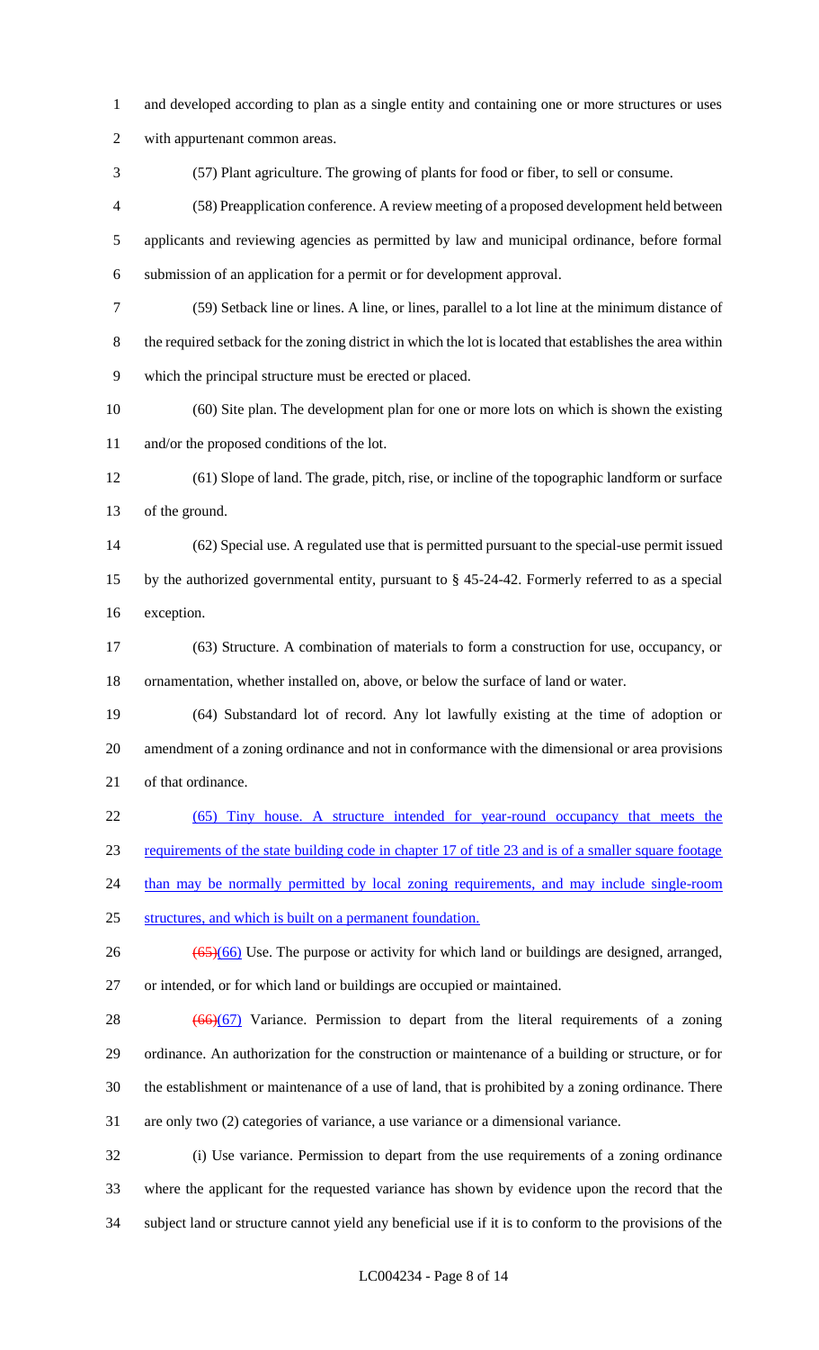and developed according to plan as a single entity and containing one or more structures or uses with appurtenant common areas.

(57) Plant agriculture. The growing of plants for food or fiber, to sell or consume.

(58) Preapplication conference. A review meeting of a proposed development held between applicants and reviewing agencies as permitted by law and municipal ordinance, before formal submission of an application for a permit or for development approval.

(59) Setback line or lines. A line, or lines, parallel to a lot line at the minimum distance of the required setback for the zoning district in which the lot is located that establishes the area within which the principal structure must be erected or placed.

(60) Site plan. The development plan for one or more lots on which is shown the existing and/or the proposed conditions of the lot.

(61) Slope of land. The grade, pitch, rise, or incline of the topographic landform or surface of the ground.

(62) Special use. A regulated use that is permitted pursuant to the special-use permit issued by the authorized governmental entity, pursuant to § 45-24-42. Formerly referred to as a special exception.

(63) Structure. A combination of materials to form a construction for use, occupancy, or ornamentation, whether installed on, above, or below the surface of land or water.

(64) Substandard lot of record. Any lot lawfully existing at the time of adoption or amendment of a zoning ordinance and not in conformance with the dimensional or area provisions of that ordinance.

(65) Tiny house. A structure intended for year-round occupancy that meets the requirements of the state building code in chapter 17 of title 23 and is of a smaller square footage than may be normally permitted by local zoning requirements, and may include single-room structures, and which is built on a permanent foundation.

~~(65)~~(66) Use. The purpose or activity for which land or buildings are designed, arranged, or intended, or for which land or buildings are occupied or maintained.

~~(66)~~(67) Variance. Permission to depart from the literal requirements of a zoning ordinance. An authorization for the construction or maintenance of a building or structure, or for the establishment or maintenance of a use of land, that is prohibited by a zoning ordinance. There are only two (2) categories of variance, a use variance or a dimensional variance.

(i) Use variance. Permission to depart from the use requirements of a zoning ordinance where the applicant for the requested variance has shown by evidence upon the record that the subject land or structure cannot yield any beneficial use if it is to conform to the provisions of the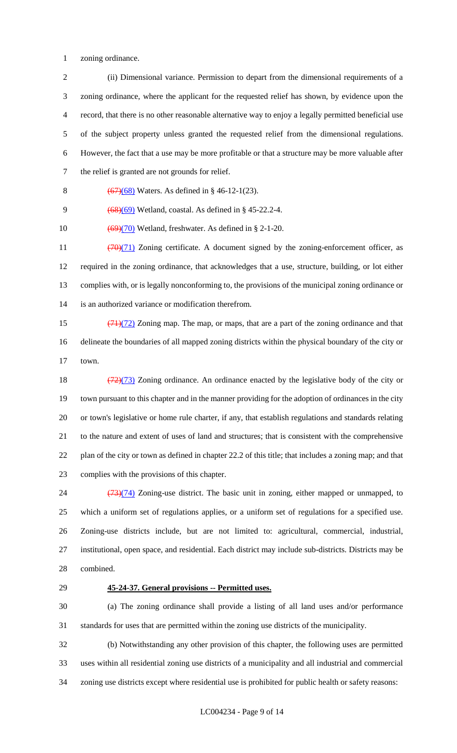zoning ordinance.

(ii) Dimensional variance. Permission to depart from the dimensional requirements of a zoning ordinance, where the applicant for the requested relief has shown, by evidence upon the record, that there is no other reasonable alternative way to enjoy a legally permitted beneficial use of the subject property unless granted the requested relief from the dimensional regulations. However, the fact that a use may be more profitable or that a structure may be more valuable after the relief is granted are not grounds for relief.

~~(67)~~(68) Waters. As defined in § 46-12-1(23).

~~(68)~~(69) Wetland, coastal. As defined in § 45-22.2-4.

~~(69)~~(70) Wetland, freshwater. As defined in § 2-1-20.

~~(70)~~(71) Zoning certificate. A document signed by the zoning-enforcement officer, as required in the zoning ordinance, that acknowledges that a use, structure, building, or lot either complies with, or is legally nonconforming to, the provisions of the municipal zoning ordinance or is an authorized variance or modification therefrom.

~~(71)~~(72) Zoning map. The map, or maps, that are a part of the zoning ordinance and that delineate the boundaries of all mapped zoning districts within the physical boundary of the city or town.

~~(72)~~(73) Zoning ordinance. An ordinance enacted by the legislative body of the city or town pursuant to this chapter and in the manner providing for the adoption of ordinances in the city or town's legislative or home rule charter, if any, that establish regulations and standards relating to the nature and extent of uses of land and structures; that is consistent with the comprehensive plan of the city or town as defined in chapter 22.2 of this title; that includes a zoning map; and that complies with the provisions of this chapter.

~~(73)~~(74) Zoning-use district. The basic unit in zoning, either mapped or unmapped, to which a uniform set of regulations applies, or a uniform set of regulations for a specified use. Zoning-use districts include, but are not limited to: agricultural, commercial, industrial, institutional, open space, and residential. Each district may include sub-districts. Districts may be combined.

**45-24-37. General provisions -- Permitted uses.**

(a) The zoning ordinance shall provide a listing of all land uses and/or performance standards for uses that are permitted within the zoning use districts of the municipality.

(b) Notwithstanding any other provision of this chapter, the following uses are permitted uses within all residential zoning use districts of a municipality and all industrial and commercial zoning use districts except where residential use is prohibited for public health or safety reasons: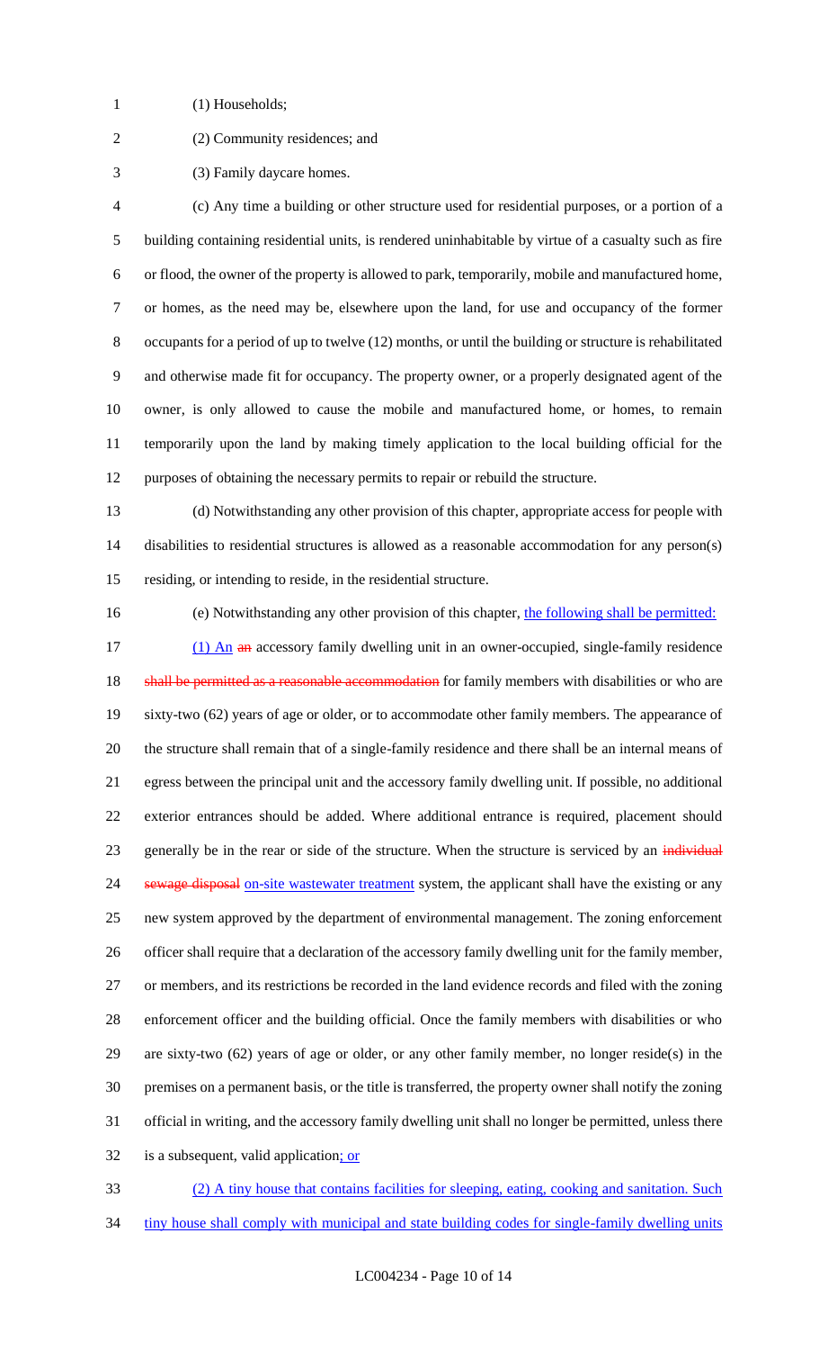(1) Households;

(2) Community residences; and

(3) Family daycare homes.

(c) Any time a building or other structure used for residential purposes, or a portion of a building containing residential units, is rendered uninhabitable by virtue of a casualty such as fire or flood, the owner of the property is allowed to park, temporarily, mobile and manufactured home, or homes, as the need may be, elsewhere upon the land, for use and occupancy of the former occupants for a period of up to twelve (12) months, or until the building or structure is rehabilitated and otherwise made fit for occupancy. The property owner, or a properly designated agent of the owner, is only allowed to cause the mobile and manufactured home, or homes, to remain temporarily upon the land by making timely application to the local building official for the purposes of obtaining the necessary permits to repair or rebuild the structure.

(d) Notwithstanding any other provision of this chapter, appropriate access for people with disabilities to residential structures is allowed as a reasonable accommodation for any person(s) residing, or intending to reside, in the residential structure.

(e) Notwithstanding any other provision of this chapter, the following shall be permitted:

(1) An ~~an~~ accessory family dwelling unit in an owner-occupied, single-family residence ~~shall be permitted as a reasonable accommodation~~ for family members with disabilities or who are sixty-two (62) years of age or older, or to accommodate other family members. The appearance of the structure shall remain that of a single-family residence and there shall be an internal means of egress between the principal unit and the accessory family dwelling unit. If possible, no additional exterior entrances should be added. Where additional entrance is required, placement should generally be in the rear or side of the structure. When the structure is serviced by an ~~individual sewage disposal~~ on-site wastewater treatment system, the applicant shall have the existing or any new system approved by the department of environmental management. The zoning enforcement officer shall require that a declaration of the accessory family dwelling unit for the family member, or members, and its restrictions be recorded in the land evidence records and filed with the zoning enforcement officer and the building official. Once the family members with disabilities or who are sixty-two (62) years of age or older, or any other family member, no longer reside(s) in the premises on a permanent basis, or the title is transferred, the property owner shall notify the zoning official in writing, and the accessory family dwelling unit shall no longer be permitted, unless there is a subsequent, valid application; or

(2) A tiny house that contains facilities for sleeping, eating, cooking and sanitation. Such tiny house shall comply with municipal and state building codes for single-family dwelling units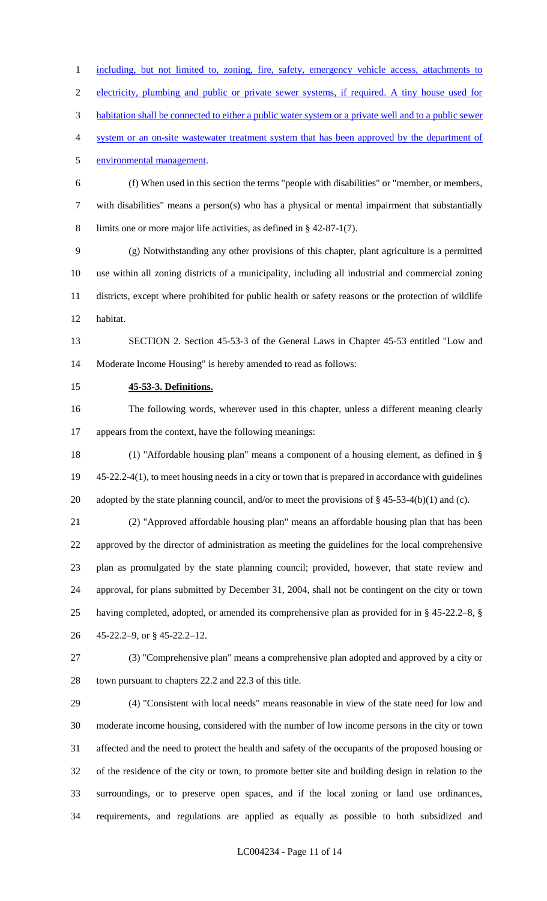including, but not limited to, zoning, fire, safety, emergency vehicle access, attachments to electricity, plumbing and public or private sewer systems, if required. A tiny house used for habitation shall be connected to either a public water system or a private well and to a public sewer system or an on-site wastewater treatment system that has been approved by the department of environmental management.

(f) When used in this section the terms "people with disabilities" or "member, or members, with disabilities" means a person(s) who has a physical or mental impairment that substantially limits one or more major life activities, as defined in § 42-87-1(7).

(g) Notwithstanding any other provisions of this chapter, plant agriculture is a permitted use within all zoning districts of a municipality, including all industrial and commercial zoning districts, except where prohibited for public health or safety reasons or the protection of wildlife habitat.

SECTION 2. Section 45-53-3 of the General Laws in Chapter 45-53 entitled "Low and Moderate Income Housing" is hereby amended to read as follows:

**45-53-3. Definitions.**

The following words, wherever used in this chapter, unless a different meaning clearly appears from the context, have the following meanings:

(1) "Affordable housing plan" means a component of a housing element, as defined in § 45-22.2-4(1), to meet housing needs in a city or town that is prepared in accordance with guidelines adopted by the state planning council, and/or to meet the provisions of § 45-53-4(b)(1) and (c).

(2) "Approved affordable housing plan" means an affordable housing plan that has been approved by the director of administration as meeting the guidelines for the local comprehensive plan as promulgated by the state planning council; provided, however, that state review and approval, for plans submitted by December 31, 2004, shall not be contingent on the city or town having completed, adopted, or amended its comprehensive plan as provided for in § 45-22.2–8, § 45-22.2–9, or § 45-22.2–12.

(3) "Comprehensive plan" means a comprehensive plan adopted and approved by a city or town pursuant to chapters 22.2 and 22.3 of this title.

(4) "Consistent with local needs" means reasonable in view of the state need for low and moderate income housing, considered with the number of low income persons in the city or town affected and the need to protect the health and safety of the occupants of the proposed housing or of the residence of the city or town, to promote better site and building design in relation to the surroundings, or to preserve open spaces, and if the local zoning or land use ordinances, requirements, and regulations are applied as equally as possible to both subsidized and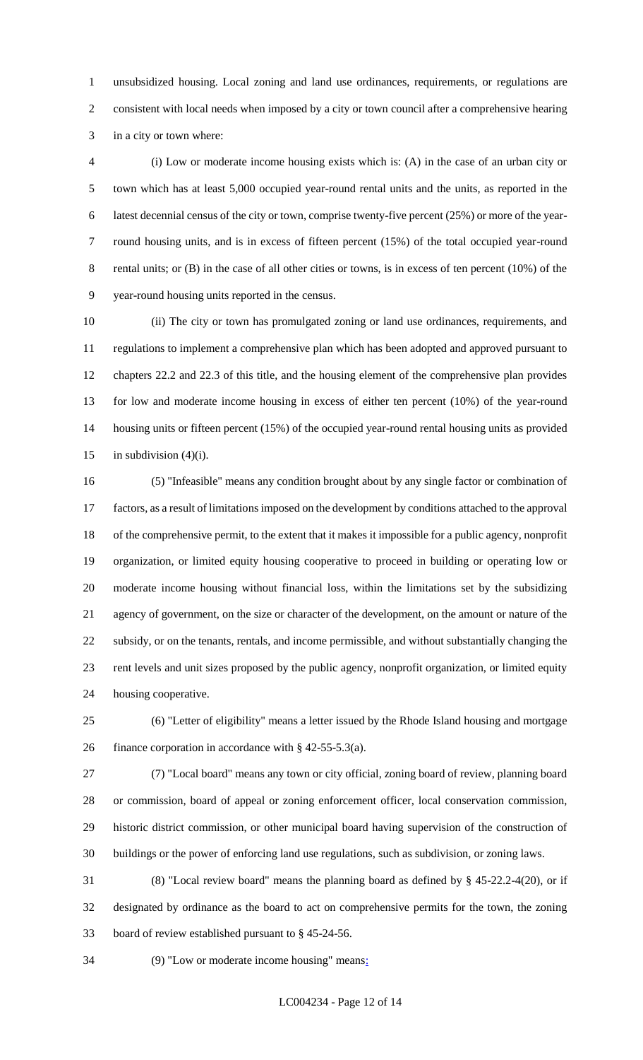unsubsidized housing. Local zoning and land use ordinances, requirements, or regulations are consistent with local needs when imposed by a city or town council after a comprehensive hearing in a city or town where:

(i) Low or moderate income housing exists which is: (A) in the case of an urban city or town which has at least 5,000 occupied year-round rental units and the units, as reported in the latest decennial census of the city or town, comprise twenty-five percent (25%) or more of the year-round housing units, and is in excess of fifteen percent (15%) of the total occupied year-round rental units; or (B) in the case of all other cities or towns, is in excess of ten percent (10%) of the year-round housing units reported in the census.

(ii) The city or town has promulgated zoning or land use ordinances, requirements, and regulations to implement a comprehensive plan which has been adopted and approved pursuant to chapters 22.2 and 22.3 of this title, and the housing element of the comprehensive plan provides for low and moderate income housing in excess of either ten percent (10%) of the year-round housing units or fifteen percent (15%) of the occupied year-round rental housing units as provided in subdivision (4)(i).

(5) "Infeasible" means any condition brought about by any single factor or combination of factors, as a result of limitations imposed on the development by conditions attached to the approval of the comprehensive permit, to the extent that it makes it impossible for a public agency, nonprofit organization, or limited equity housing cooperative to proceed in building or operating low or moderate income housing without financial loss, within the limitations set by the subsidizing agency of government, on the size or character of the development, on the amount or nature of the subsidy, or on the tenants, rentals, and income permissible, and without substantially changing the rent levels and unit sizes proposed by the public agency, nonprofit organization, or limited equity housing cooperative.

(6) "Letter of eligibility" means a letter issued by the Rhode Island housing and mortgage finance corporation in accordance with § 42-55-5.3(a).

(7) "Local board" means any town or city official, zoning board of review, planning board or commission, board of appeal or zoning enforcement officer, local conservation commission, historic district commission, or other municipal board having supervision of the construction of buildings or the power of enforcing land use regulations, such as subdivision, or zoning laws.

(8) "Local review board" means the planning board as defined by § 45-22.2-4(20), or if designated by ordinance as the board to act on comprehensive permits for the town, the zoning board of review established pursuant to § 45-24-56.

(9) "Low or moderate income housing" means: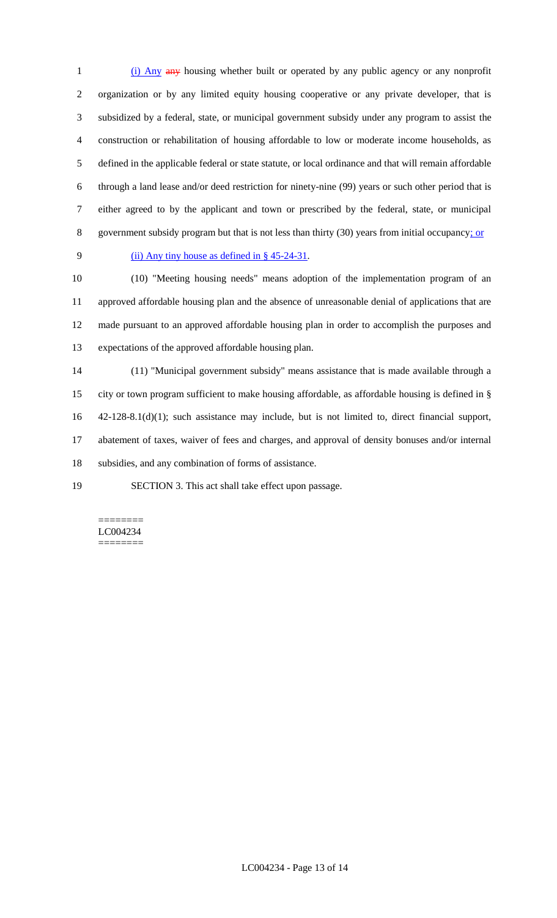(i) Any ~~any~~ housing whether built or operated by any public agency or any nonprofit organization or by any limited equity housing cooperative or any private developer, that is subsidized by a federal, state, or municipal government subsidy under any program to assist the construction or rehabilitation of housing affordable to low or moderate income households, as defined in the applicable federal or state statute, or local ordinance and that will remain affordable through a land lease and/or deed restriction for ninety-nine (99) years or such other period that is either agreed to by the applicant and town or prescribed by the federal, state, or municipal government subsidy program but that is not less than thirty (30) years from initial occupancy; or

(ii) Any tiny house as defined in § 45-24-31.

(10) "Meeting housing needs" means adoption of the implementation program of an approved affordable housing plan and the absence of unreasonable denial of applications that are made pursuant to an approved affordable housing plan in order to accomplish the purposes and expectations of the approved affordable housing plan.

(11) "Municipal government subsidy" means assistance that is made available through a city or town program sufficient to make housing affordable, as affordable housing is defined in § 42-128-8.1(d)(1); such assistance may include, but is not limited to, direct financial support, abatement of taxes, waiver of fees and charges, and approval of density bonuses and/or internal subsidies, and any combination of forms of assistance.

SECTION 3. This act shall take effect upon passage.

========
LC004234
========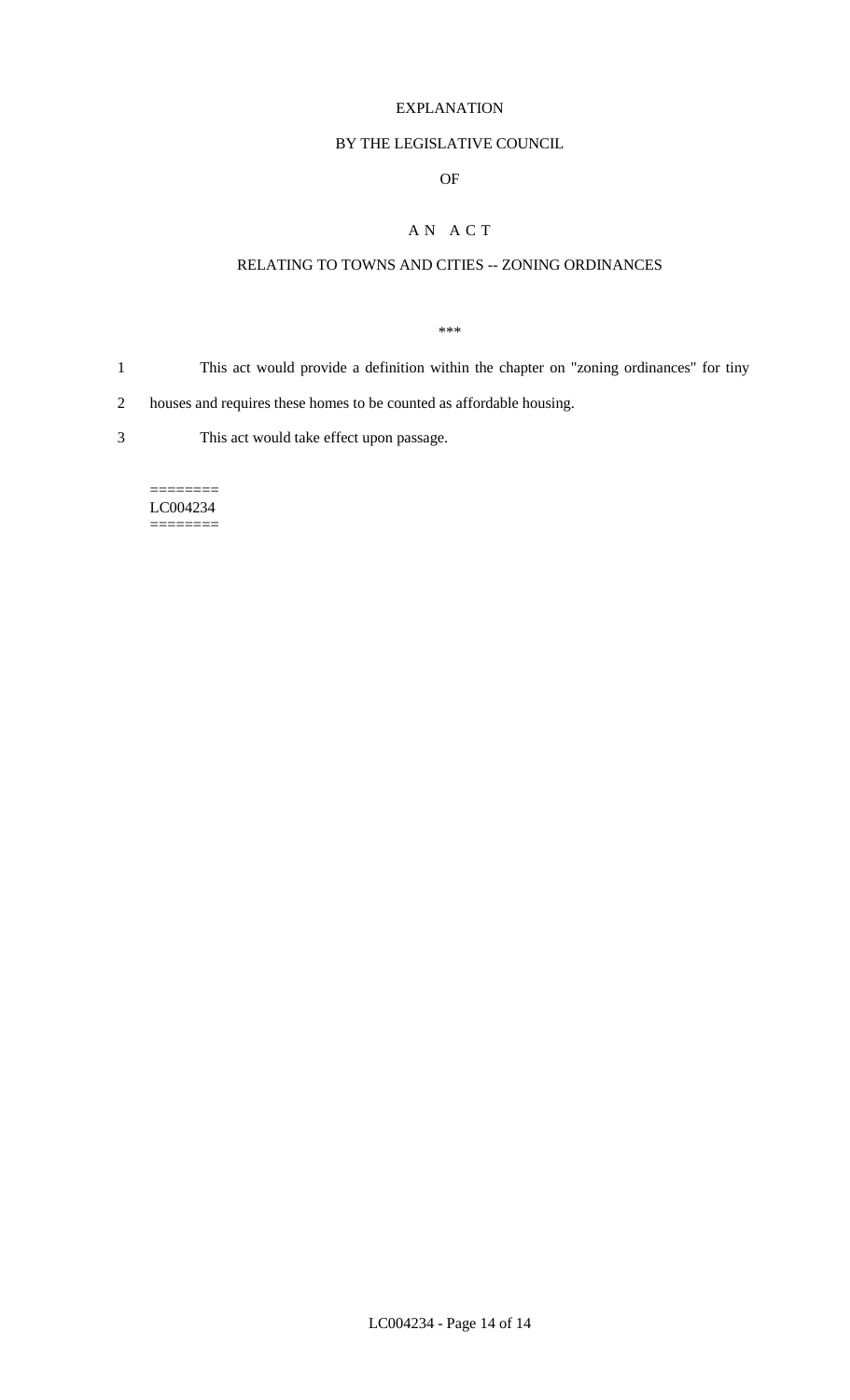EXPLANATION

BY THE LEGISLATIVE COUNCIL

OF

A N A C T

RELATING TO TOWNS AND CITIES -- ZONING ORDINANCES

\*\*\*

1 This act would provide a definition within the chapter on "zoning ordinances" for tiny

2 houses and requires these homes to be counted as affordable housing.

3 This act would take effect upon passage.

========
LC004234
========